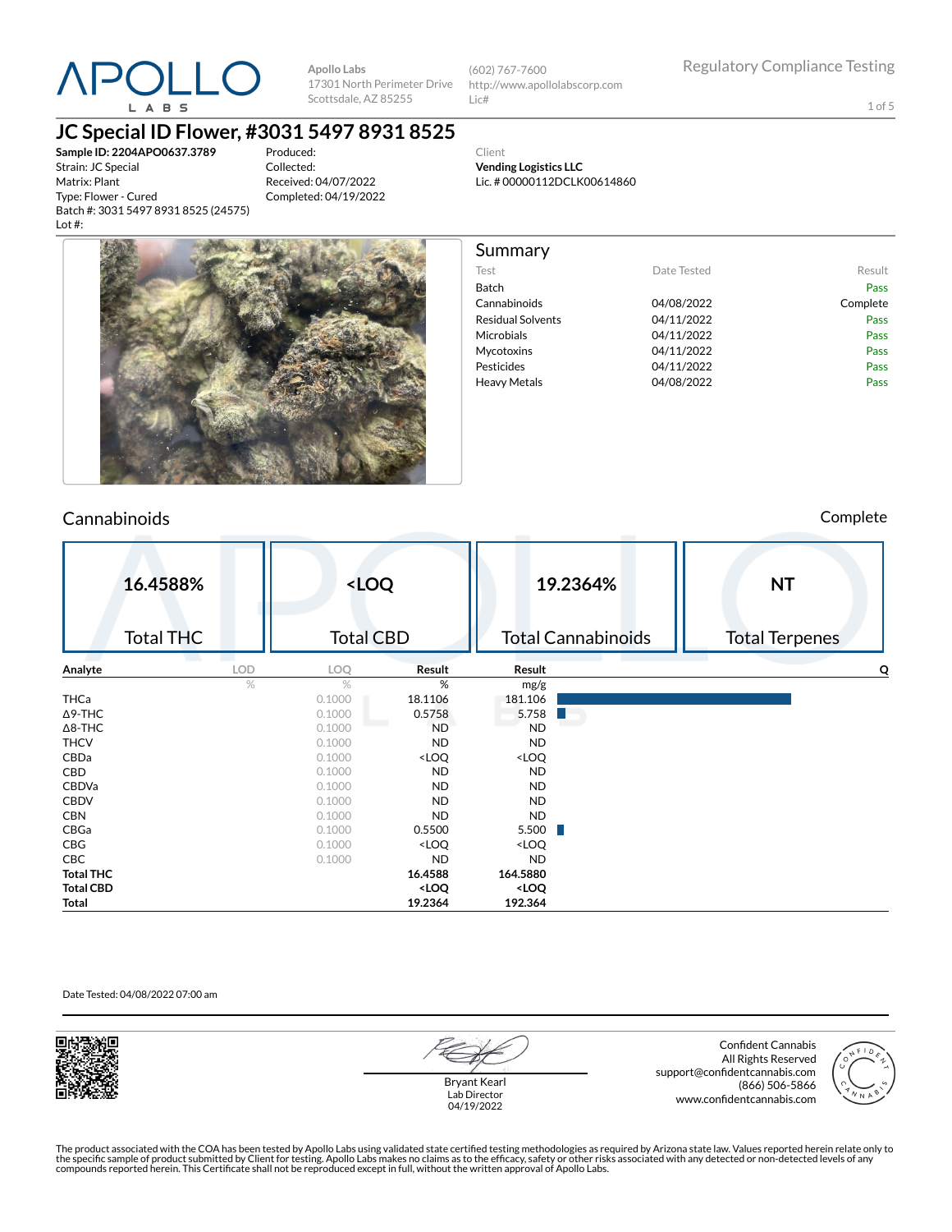# APOLLO LABS

**Apollo Labs**
17301 North Perimeter Drive
Scottsdale, AZ 85255

(602) 767-7600
http://www.apollolabscorp.com
Lic#

Regulatory Compliance Testing

## JC Special ID Flower, #3031 5497 8931 8525

**Sample ID: 2204APO0637.3789**
Strain: JC Special
Matrix: Plant
Type: Flower - Cured
Batch #: 3031 5497 8931 8525 (24575)
Lot #:

Produced:
Collected:
Received: 04/07/2022
Completed: 04/19/2022

Client
**Vending Logistics LLC**
Lic. # 00000112DCLK00614860

## Summary

| Test | Date Tested | Result |
|---|---|---|
| Batch | | Pass |
| Cannabinoids | 04/08/2022 | Complete |
| Residual Solvents | 04/11/2022 | Pass |
| Microbials | 04/11/2022 | Pass |
| Mycotoxins | 04/11/2022 | Pass |
| Pesticides | 04/11/2022 | Pass |
| Heavy Metals | 04/08/2022 | Pass |

## Cannabinoids

Complete

| Total THC | Total CBD | Total Cannabinoids | Total Terpenes |
|---|---|---|---|
| 16.4588% | <LOQ | 19.2364% | NT |

| Analyte | LOD | LOQ | Result | Result | Q |
|---|---|---|---|---|---|
| | % | % | % | mg/g | |
| THCa | | 0.1000 | 18.1106 | 181.106 | |
| Δ9-THC | | 0.1000 | 0.5758 | 5.758 | |
| Δ8-THC | | 0.1000 | ND | ND | |
| THCV | | 0.1000 | ND | ND | |
| CBDa | | 0.1000 | <LOQ | <LOQ | |
| CBD | | 0.1000 | ND | ND | |
| CBDVa | | 0.1000 | ND | ND | |
| CBDV | | 0.1000 | ND | ND | |
| CBN | | 0.1000 | ND | ND | |
| CBGa | | 0.1000 | 0.5500 | 5.500 | |
| CBG | | 0.1000 | <LOQ | <LOQ | |
| CBC | | 0.1000 | ND | ND | |
| **Total THC** | | | **16.4588** | **164.5880** | |
| **Total CBD** | | | **<LOQ** | **<LOQ** | |
| **Total** | | | **19.2364** | **192.364** | |

Date Tested: 04/08/2022 07:00 am

Bryant Kearl
Lab Director
04/19/2022

Confident Cannabis
All Rights Reserved
support@confidentcannabis.com
(866) 506-5866
www.confidentcannabis.com

The product associated with the COA has been tested by Apollo Labs using validated state certified testing methodologies as required by Arizona state law. Values reported herein relate only to the specific sample of product submitted by Client for testing. Apollo Labs makes no claims as to the efficacy, safety or other risks associated with any detected or non-detected levels of any compounds reported herein. This Certificate shall not be reproduced except in full, without the written approval of Apollo Labs.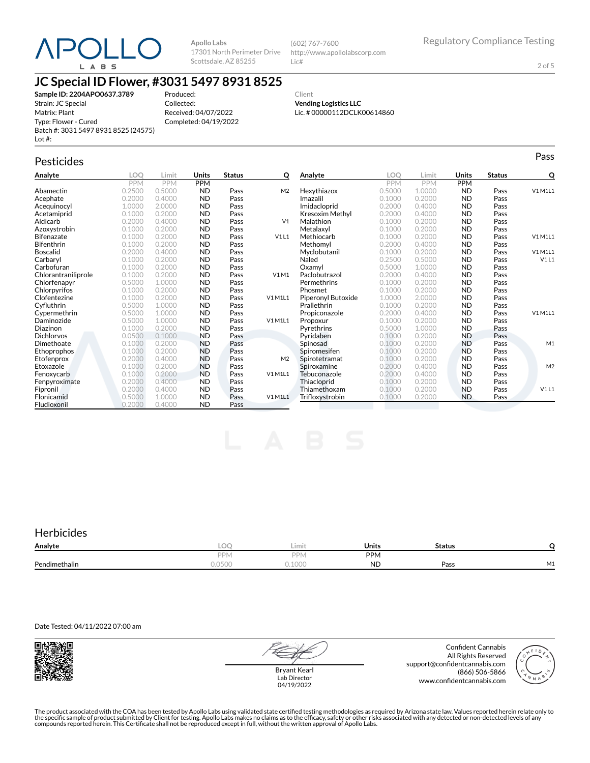# APOLLO LABS

Apollo Labs
17301 North Perimeter Drive
Scottsdale, AZ 85255

(602) 767-7600
http://www.apollolabscorp.com
Lic#

Regulatory Compliance Testing

## JC Special ID Flower, #3031 5497 8931 8525

**Sample ID: 2204APO0637.3789**
Strain: JC Special
Matrix: Plant
Type: Flower - Cured
Batch #: 3031 5497 8931 8525 (24575)
Lot #:

Produced:
Collected:
Received: 04/07/2022
Completed: 04/19/2022

Client
**Vending Logistics LLC**
Lic. # 00000112DCLK00614860

## Pesticides

Pass

| Analyte | LOQ | Limit | Units | Status | Q |
|---|---|---|---|---|---|
| | PPM | PPM | PPM | | |
| Abamectin | 0.2500 | 0.5000 | ND | Pass | M2 |
| Acephate | 0.2000 | 0.4000 | ND | Pass | |
| Acequinocyl | 1.0000 | 2.0000 | ND | Pass | |
| Acetamiprid | 0.1000 | 0.2000 | ND | Pass | |
| Aldicarb | 0.2000 | 0.4000 | ND | Pass | V1 |
| Azoxystrobin | 0.1000 | 0.2000 | ND | Pass | |
| Bifenazate | 0.1000 | 0.2000 | ND | Pass | V1 L1 |
| Bifenthrin | 0.1000 | 0.2000 | ND | Pass | |
| Boscalid | 0.2000 | 0.4000 | ND | Pass | |
| Carbaryl | 0.1000 | 0.2000 | ND | Pass | |
| Carbofuran | 0.1000 | 0.2000 | ND | Pass | |
| Chlorantraniliprole | 0.1000 | 0.2000 | ND | Pass | V1 M1 |
| Chlorfenapyr | 0.5000 | 1.0000 | ND | Pass | |
| Chlorpyrifos | 0.1000 | 0.2000 | ND | Pass | |
| Clofentezine | 0.1000 | 0.2000 | ND | Pass | V1 M1L1 |
| Cyfluthrin | 0.5000 | 1.0000 | ND | Pass | |
| Cypermethrin | 0.5000 | 1.0000 | ND | Pass | |
| Daminozide | 0.5000 | 1.0000 | ND | Pass | V1 M1L1 |
| Diazinon | 0.1000 | 0.2000 | ND | Pass | |
| Dichlorvos | 0.0500 | 0.1000 | ND | Pass | |
| Dimethoate | 0.1000 | 0.2000 | ND | Pass | |
| Ethoprophos | 0.1000 | 0.2000 | ND | Pass | |
| Etofenprox | 0.2000 | 0.4000 | ND | Pass | M2 |
| Etoxazole | 0.1000 | 0.2000 | ND | Pass | |
| Fenoxycarb | 0.1000 | 0.2000 | ND | Pass | V1 M1L1 |
| Fenpyroximate | 0.2000 | 0.4000 | ND | Pass | |
| Fipronil | 0.2000 | 0.4000 | ND | Pass | |
| Flonicamid | 0.5000 | 1.0000 | ND | Pass | V1 M1L1 |
| Fludioxonil | 0.2000 | 0.4000 | ND | Pass | |
| Hexythiazox | 0.5000 | 1.0000 | ND | Pass | V1 M1L1 |
| Imazalil | 0.1000 | 0.2000 | ND | Pass | |
| Imidacloprid | 0.2000 | 0.4000 | ND | Pass | |
| Kresoxim Methyl | 0.2000 | 0.4000 | ND | Pass | |
| Malathion | 0.1000 | 0.2000 | ND | Pass | |
| Metalaxyl | 0.1000 | 0.2000 | ND | Pass | |
| Methiocarb | 0.1000 | 0.2000 | ND | Pass | V1 M1L1 |
| Methomyl | 0.2000 | 0.4000 | ND | Pass | |
| Myclobutanil | 0.1000 | 0.2000 | ND | Pass | V1 M1L1 |
| Naled | 0.2500 | 0.5000 | ND | Pass | V1 L1 |
| Oxamyl | 0.5000 | 1.0000 | ND | Pass | |
| Paclobutrazol | 0.2000 | 0.4000 | ND | Pass | |
| Permethrins | 0.1000 | 0.2000 | ND | Pass | |
| Phosmet | 0.1000 | 0.2000 | ND | Pass | |
| Piperonyl Butoxide | 1.0000 | 2.0000 | ND | Pass | |
| Prallethrin | 0.1000 | 0.2000 | ND | Pass | |
| Propiconazole | 0.2000 | 0.4000 | ND | Pass | V1 M1L1 |
| Propoxur | 0.1000 | 0.2000 | ND | Pass | |
| Pyrethrins | 0.5000 | 1.0000 | ND | Pass | |
| Pyridaben | 0.1000 | 0.2000 | ND | Pass | |
| Spinosad | 0.1000 | 0.2000 | ND | Pass | M1 |
| Spiromesifen | 0.1000 | 0.2000 | ND | Pass | |
| Spirotetramat | 0.1000 | 0.2000 | ND | Pass | |
| Spiroxamine | 0.2000 | 0.4000 | ND | Pass | M2 |
| Tebuconazole | 0.2000 | 0.4000 | ND | Pass | |
| Thiacloprid | 0.1000 | 0.2000 | ND | Pass | |
| Thiamethoxam | 0.1000 | 0.2000 | ND | Pass | V1 L1 |
| Trifloxystrobin | 0.1000 | 0.2000 | ND | Pass | |

## Herbicides

| Analyte | LOQ | Limit | Units | Status | Q |
|---|---|---|---|---|---|
| | PPM | PPM | PPM | | |
| Pendimethalin | 0.0500 | 0.1000 | ND | Pass | M1 |

Date Tested: 04/11/2022 07:00 am

Bryant Kearl
Lab Director
04/19/2022

Confident Cannabis
All Rights Reserved
support@confidentcannabis.com
(866) 506-5866
www.confidentcannabis.com

The product associated with the COA has been tested by Apollo Labs using validated state certified testing methodologies as required by Arizona state law. Values reported herein relate only to the specific sample of product submitted by Client for testing. Apollo Labs makes no claims as to the efficacy, safety or other risks associated with any detected or non-detected levels of any compounds reported herein. This Certificate shall not be reproduced except in full, without the written approval of Apollo Labs.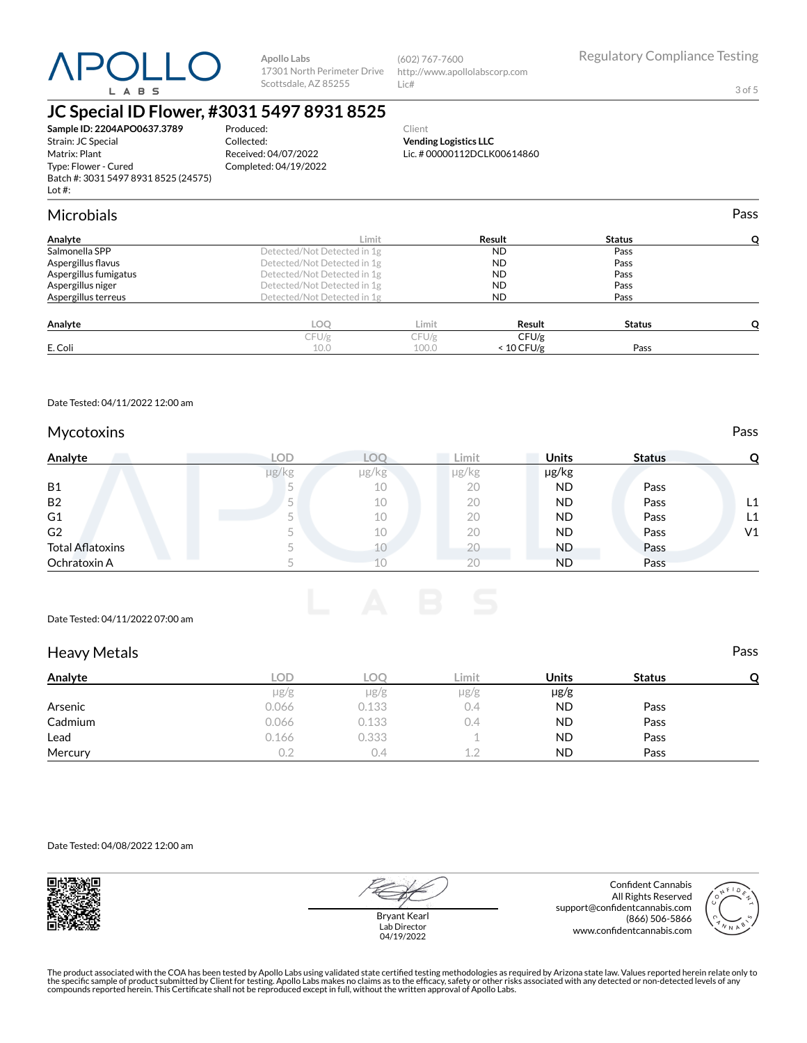APOLLO LABS

Apollo Labs
17301 North Perimeter Drive
Scottsdale, AZ 85255

(602) 767-7600
http://www.apollolabscorp.com
Lic#

Regulatory Compliance Testing

# JC Special ID Flower, #3031 5497 8931 8525

**Sample ID: 2204APO0637.3789**
Strain: JC Special
Matrix: Plant
Type: Flower - Cured
Batch #: 3031 5497 8931 8525 (24575)
Lot #:

Produced:
Collected:
Received: 04/07/2022
Completed: 04/19/2022

Client
**Vending Logistics LLC**
Lic. # 00000112DCLK00614860

## Microbials

Pass

| Analyte | Limit | Result | Status | Q |
|---|---|---|---|---|
| Salmonella SPP | Detected/Not Detected in 1g | ND | Pass | |
| Aspergillus flavus | Detected/Not Detected in 1g | ND | Pass | |
| Aspergillus fumigatus | Detected/Not Detected in 1g | ND | Pass | |
| Aspergillus niger | Detected/Not Detected in 1g | ND | Pass | |
| Aspergillus terreus | Detected/Not Detected in 1g | ND | Pass | |

| Analyte | LOQ | Limit | Result | Status | Q |
|---|---|---|---|---|---|
| | CFU/g | CFU/g | CFU/g | | |
| E. Coli | 10.0 | 100.0 | < 10 CFU/g | Pass | |

Date Tested: 04/11/2022 12:00 am

## Mycotoxins

Pass

| Analyte | LOD | LOQ | Limit | Units | Status | Q |
|---|---|---|---|---|---|---|
| | µg/kg | µg/kg | µg/kg | µg/kg | | |
| B1 | 5 | 10 | 20 | ND | Pass | |
| B2 | 5 | 10 | 20 | ND | Pass | L1 |
| G1 | 5 | 10 | 20 | ND | Pass | L1 |
| G2 | 5 | 10 | 20 | ND | Pass | V1 |
| Total Aflatoxins | 5 | 10 | 20 | ND | Pass | |
| Ochratoxin A | 5 | 10 | 20 | ND | Pass | |

Date Tested: 04/11/2022 07:00 am

## Heavy Metals

Pass

| Analyte | LOD | LOQ | Limit | Units | Status | Q |
|---|---|---|---|---|---|---|
| | µg/g | µg/g | µg/g | µg/g | | |
| Arsenic | 0.066 | 0.133 | 0.4 | ND | Pass | |
| Cadmium | 0.066 | 0.133 | 0.4 | ND | Pass | |
| Lead | 0.166 | 0.333 | 1 | ND | Pass | |
| Mercury | 0.2 | 0.4 | 1.2 | ND | Pass | |

Date Tested: 04/08/2022 12:00 am

Bryant Kearl
Lab Director
04/19/2022

Confident Cannabis
All Rights Reserved
support@confidentcannabis.com
(866) 506-5866
www.confidentcannabis.com

The product associated with the COA has been tested by Apollo Labs using validated state certified testing methodologies as required by Arizona state law. Values reported herein relate only to the specific sample of product submitted by Client for testing. Apollo Labs makes no claims as to the efficacy, safety or other risks associated with any detected or non-detected levels of any compounds reported herein. This Certificate shall not be reproduced except in full, without the written approval of Apollo Labs.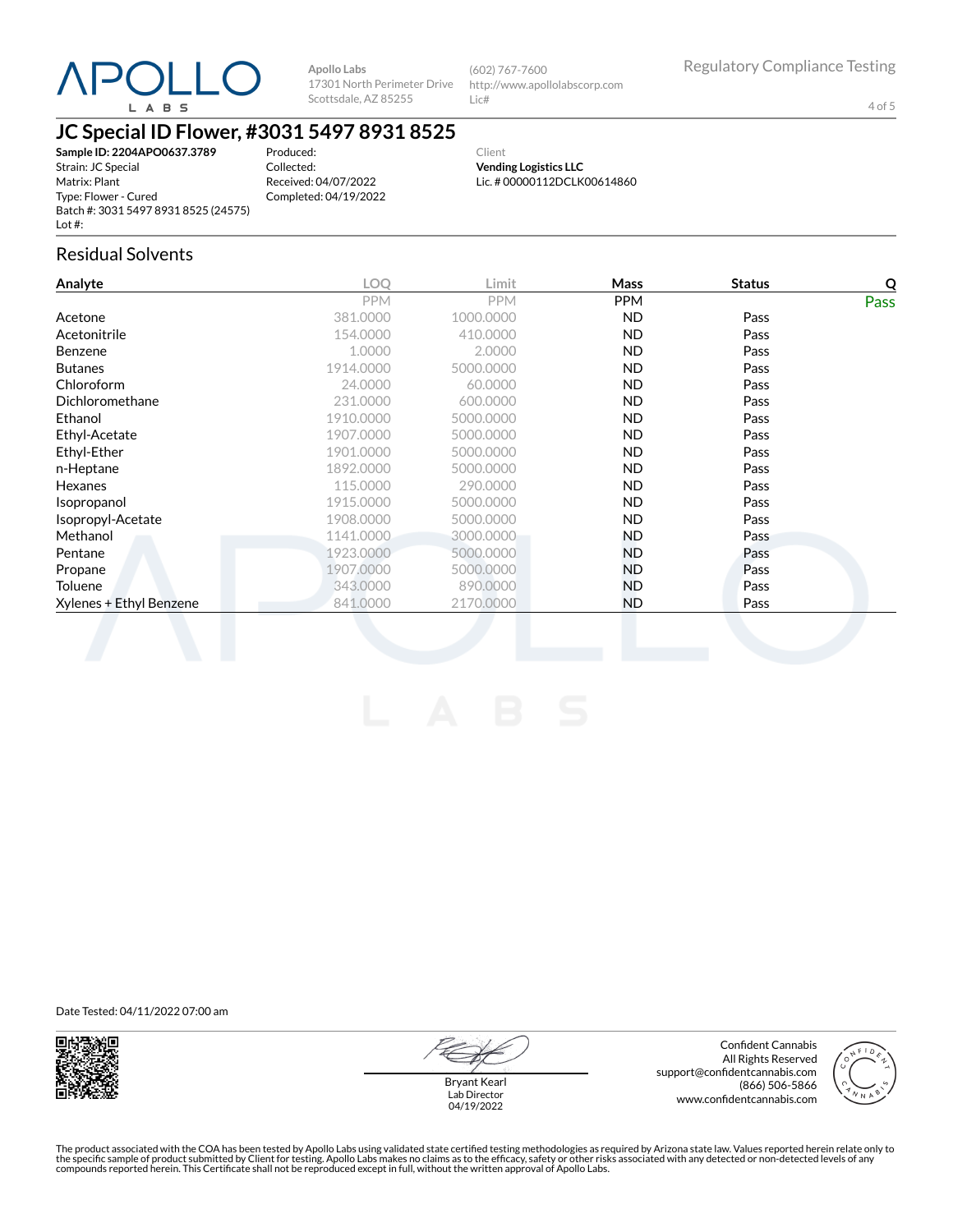**Apollo Labs**
17301 North Perimeter Drive
Scottsdale, AZ 85255

(602) 767-7600
http://www.apollolabscorp.com
Lic#

Regulatory Compliance Testing

# JC Special ID Flower, #3031 5497 8931 8525

**Sample ID: 2204APO0637.3789**
Strain: JC Special
Matrix: Plant
Type: Flower - Cured
Batch #: 3031 5497 8931 8525 (24575)
Lot #:

Produced:
Collected:
Received: 04/07/2022
Completed: 04/19/2022

Client
**Vending Logistics LLC**
Lic. # 00000112DCLK00614860

## Residual Solvents

| Analyte | LOQ | Limit | Mass | Status | Q |
|---|---|---|---|---|---|
| | PPM | PPM | PPM | | Pass |
| Acetone | 381.0000 | 1000.0000 | ND | Pass | |
| Acetonitrile | 154.0000 | 410.0000 | ND | Pass | |
| Benzene | 1.0000 | 2.0000 | ND | Pass | |
| Butanes | 1914.0000 | 5000.0000 | ND | Pass | |
| Chloroform | 24.0000 | 60.0000 | ND | Pass | |
| Dichloromethane | 231.0000 | 600.0000 | ND | Pass | |
| Ethanol | 1910.0000 | 5000.0000 | ND | Pass | |
| Ethyl-Acetate | 1907.0000 | 5000.0000 | ND | Pass | |
| Ethyl-Ether | 1901.0000 | 5000.0000 | ND | Pass | |
| n-Heptane | 1892.0000 | 5000.0000 | ND | Pass | |
| Hexanes | 115.0000 | 290.0000 | ND | Pass | |
| Isopropanol | 1915.0000 | 5000.0000 | ND | Pass | |
| Isopropyl-Acetate | 1908.0000 | 5000.0000 | ND | Pass | |
| Methanol | 1141.0000 | 3000.0000 | ND | Pass | |
| Pentane | 1923.0000 | 5000.0000 | ND | Pass | |
| Propane | 1907.0000 | 5000.0000 | ND | Pass | |
| Toluene | 343.0000 | 890.0000 | ND | Pass | |
| Xylenes + Ethyl Benzene | 841.0000 | 2170.0000 | ND | Pass | |

Date Tested: 04/11/2022 07:00 am

Bryant Kearl
Lab Director
04/19/2022

Confident Cannabis
All Rights Reserved
support@confidentcannabis.com
(866) 506-5866
www.confidentcannabis.com

The product associated with the COA has been tested by Apollo Labs using validated state certified testing methodologies as required by Arizona state law. Values reported herein relate only to the specific sample of product submitted by Client for testing. Apollo Labs makes no claims as to the efficacy, safety or other risks associated with any detected or non-detected levels of any compounds reported herein. This Certificate shall not be reproduced except in full, without the written approval of Apollo Labs.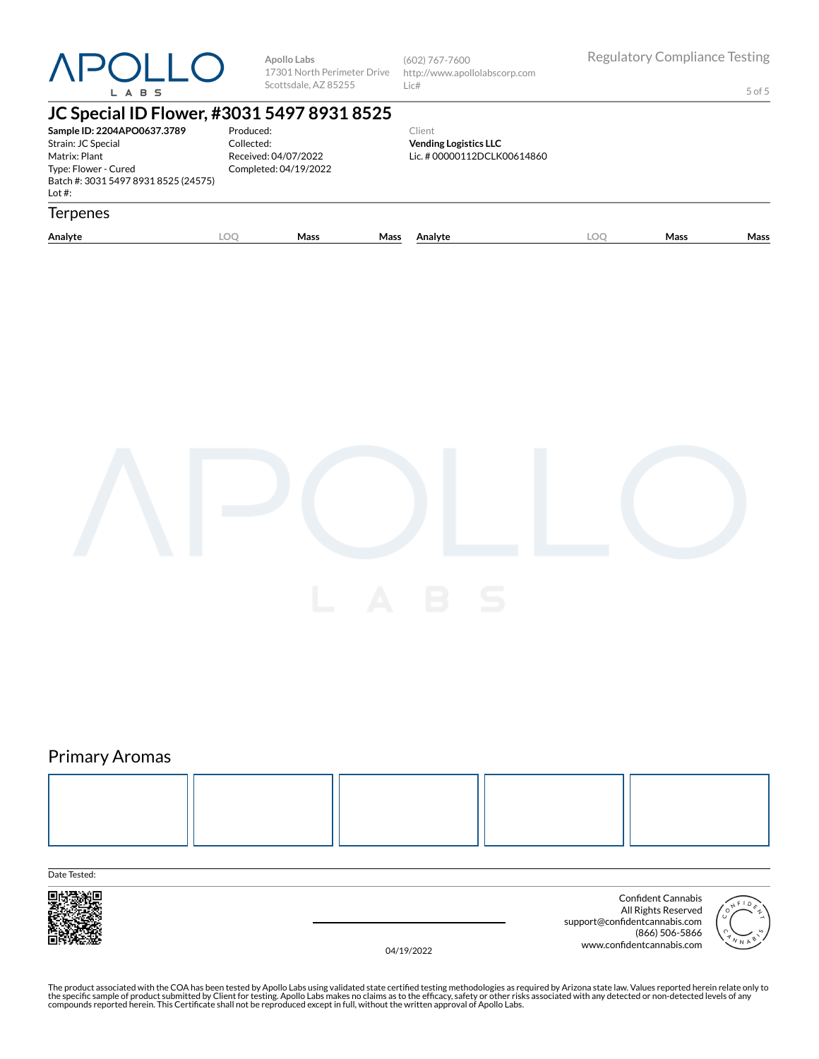**Apollo Labs**
17301 North Perimeter Drive
Scottsdale, AZ 85255

(602) 767-7600
http://www.apollolabscorp.com
Lic#

Regulatory Compliance Testing

# JC Special ID Flower, #3031 5497 8931 8525

**Sample ID: 2204APO0637.3789**
Strain: JC Special
Matrix: Plant
Type: Flower - Cured
Batch #: 3031 5497 8931 8525 (24575)
Lot #:

Produced:
Collected:
Received: 04/07/2022
Completed: 04/19/2022

Client
**Vending Logistics LLC**
Lic. # 00000112DCLK00614860

## Terpenes

| Analyte | LOQ | Mass | Mass | Analyte | LOQ | Mass | Mass |
|---|---|---|---|---|---|---|---|

## Primary Aromas

Date Tested:

04/19/2022

Confident Cannabis
All Rights Reserved
support@confidentcannabis.com
(866) 506-5866
www.confidentcannabis.com

The product associated with the COA has been tested by Apollo Labs using validated state certified testing methodologies as required by Arizona state law. Values reported herein relate only to the specific sample of product submitted by Client for testing. Apollo Labs makes no claims as to the efficacy, safety or other risks associated with any detected or non-detected levels of any compounds reported herein. This Certificate shall not be reproduced except in full, without the written approval of Apollo Labs.